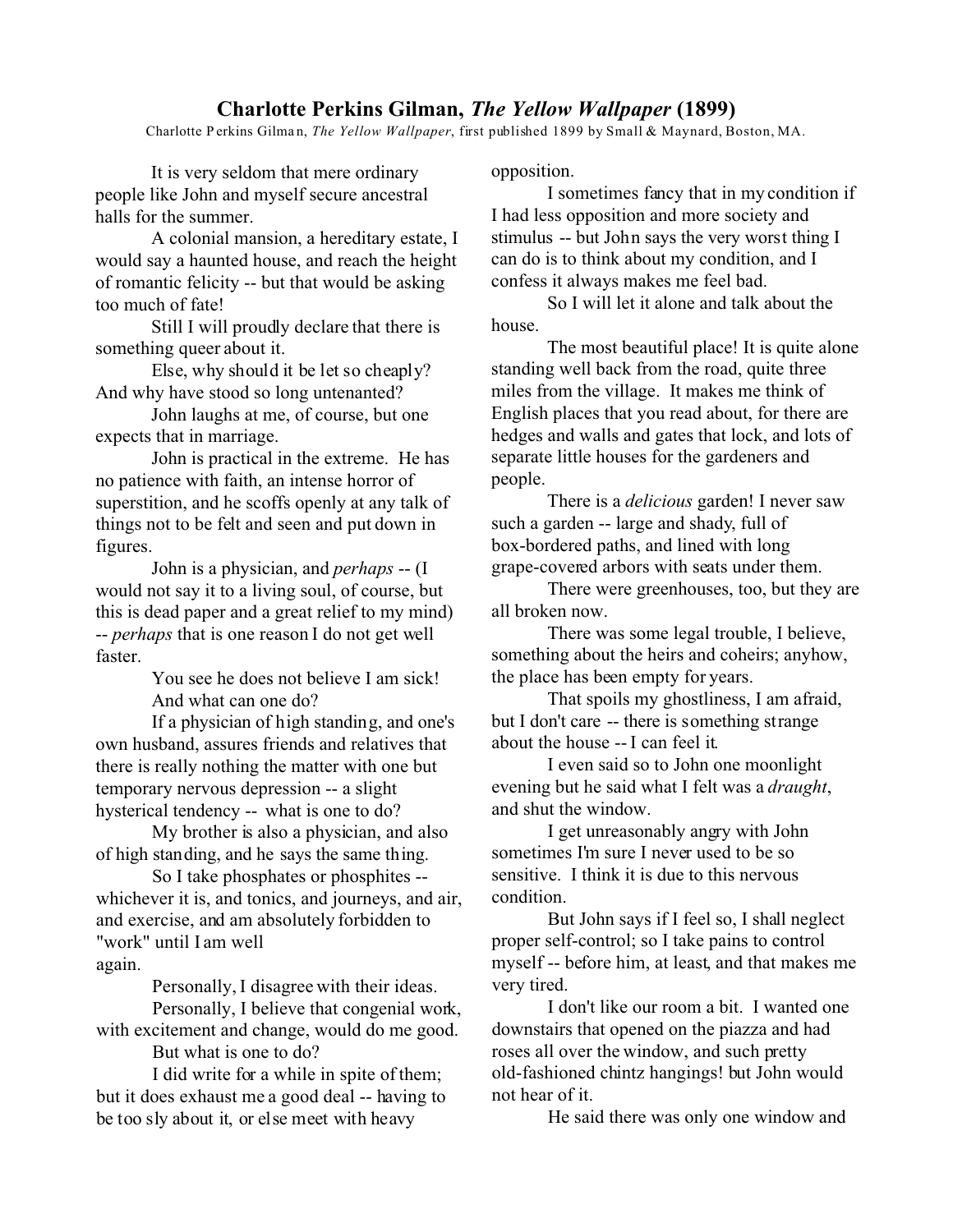# Charlotte Perkins Gilman, *The Yellow Wallpaper* (1899)

Charlotte Perkins Gilman, *The Yellow Wallpaper*, first published 1899 by Small & Maynard, Boston, MA.

It is very seldom that mere ordinary people like John and myself secure ancestral halls for the summer.

A colonial mansion, a hereditary estate, I would say a haunted house, and reach the height of romantic felicity -- but that would be asking too much of fate!

Still I will proudly declare that there is something queer about it.

Else, why should it be let so cheaply? And why have stood so long untenanted?

John laughs at me, of course, but one expects that in marriage.

John is practical in the extreme. He has no patience with faith, an intense horror of superstition, and he scoffs openly at any talk of things not to be felt and seen and put down in figures.

John is a physician, and *perhaps* -- (I would not say it to a living soul, of course, but this is dead paper and a great relief to my mind) -- *perhaps* that is one reason I do not get well faster.

You see he does not believe I am sick!

And what can one do?

If a physician of high standing, and one's own husband, assures friends and relatives that there is really nothing the matter with one but temporary nervous depression -- a slight hysterical tendency -- what is one to do?

My brother is also a physician, and also of high standing, and he says the same thing.

So I take phosphates or phosphites -- whichever it is, and tonics, and journeys, and air, and exercise, and am absolutely forbidden to "work" until I am well again.

Personally, I disagree with their ideas.

Personally, I believe that congenial work, with excitement and change, would do me good.

But what is one to do?

I did write for a while in spite of them; but it does exhaust me a good deal -- having to be too sly about it, or else meet with heavy opposition.

I sometimes fancy that in my condition if I had less opposition and more society and stimulus -- but John says the very worst thing I can do is to think about my condition, and I confess it always makes me feel bad.

So I will let it alone and talk about the house.

The most beautiful place! It is quite alone standing well back from the road, quite three miles from the village. It makes me think of English places that you read about, for there are hedges and walls and gates that lock, and lots of separate little houses for the gardeners and people.

There is a *delicious* garden! I never saw such a garden -- large and shady, full of box-bordered paths, and lined with long grape-covered arbors with seats under them.

There were greenhouses, too, but they are all broken now.

There was some legal trouble, I believe, something about the heirs and coheirs; anyhow, the place has been empty for years.

That spoils my ghostliness, I am afraid, but I don't care -- there is something strange about the house -- I can feel it.

I even said so to John one moonlight evening but he said what I felt was a *draught*, and shut the window.

I get unreasonably angry with John sometimes I'm sure I never used to be so sensitive. I think it is due to this nervous condition.

But John says if I feel so, I shall neglect proper self-control; so I take pains to control myself -- before him, at least, and that makes me very tired.

I don't like our room a bit. I wanted one downstairs that opened on the piazza and had roses all over the window, and such pretty old-fashioned chintz hangings! but John would not hear of it.

He said there was only one window and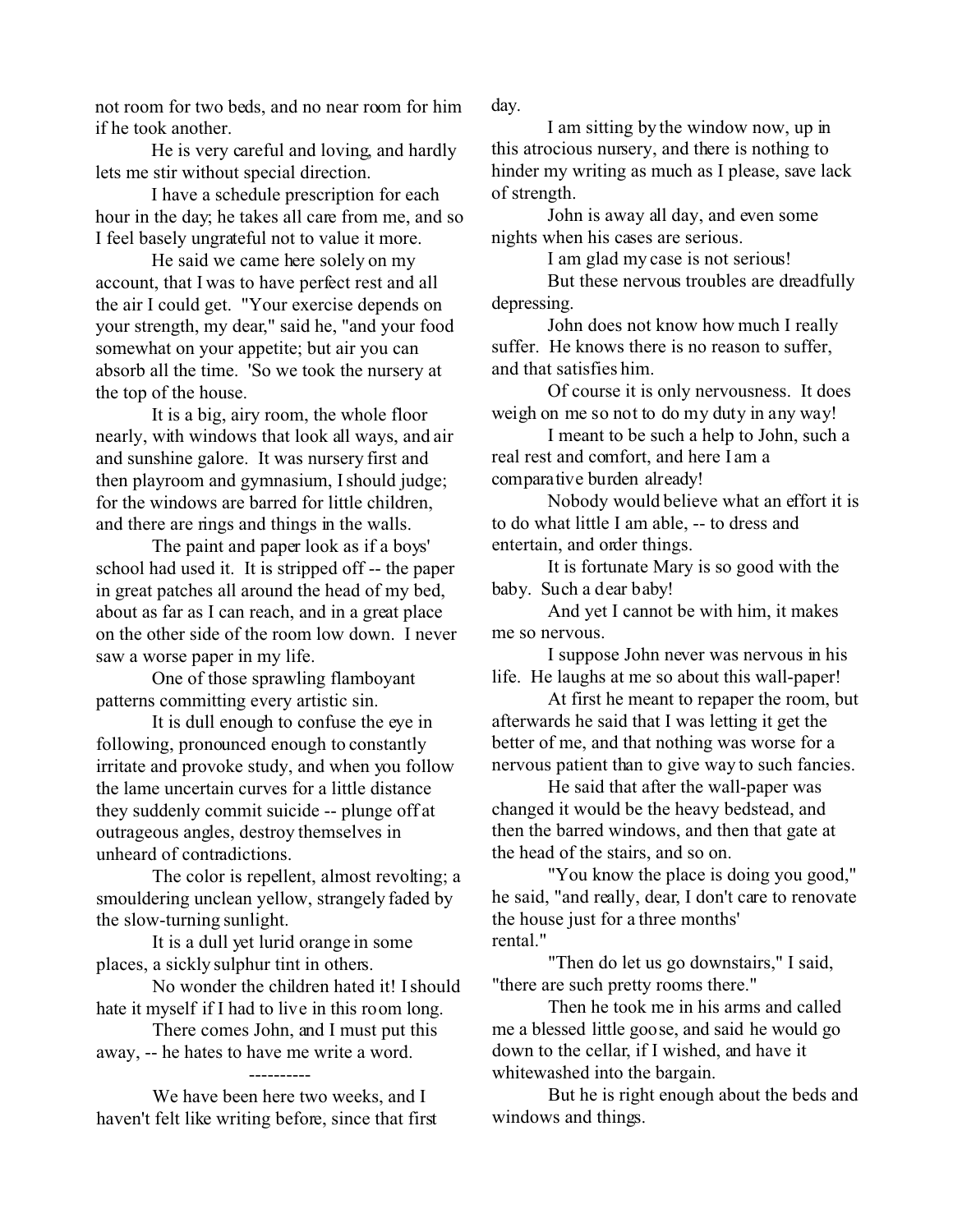not room for two beds, and no near room for him if he took another.

He is very careful and loving, and hardly lets me stir without special direction.

I have a schedule prescription for each hour in the day; he takes all care from me, and so I feel basely ungrateful not to value it more.

He said we came here solely on my account, that I was to have perfect rest and all the air I could get. "Your exercise depends on your strength, my dear," said he, "and your food somewhat on your appetite; but air you can absorb all the time. 'So we took the nursery at the top of the house.

It is a big, airy room, the whole floor nearly, with windows that look all ways, and air and sunshine galore. It was nursery first and then playroom and gymnasium, I should judge; for the windows are barred for little children, and there are rings and things in the walls.

The paint and paper look as if a boys' school had used it. It is stripped off -- the paper in great patches all around the head of my bed, about as far as I can reach, and in a great place on the other side of the room low down. I never saw a worse paper in my life.

One of those sprawling flamboyant patterns committing every artistic sin.

It is dull enough to confuse the eye in following, pronounced enough to constantly irritate and provoke study, and when you follow the lame uncertain curves for a little distance they suddenly commit suicide -- plunge off at outrageous angles, destroy themselves in unheard of contradictions.

The color is repellent, almost revolting; a smouldering unclean yellow, strangely faded by the slow-turning sunlight.

It is a dull yet lurid orange in some places, a sickly sulphur tint in others.

No wonder the children hated it! I should hate it myself if I had to live in this room long.

There comes John, and I must put this away, -- he hates to have me write a word.

----------

We have been here two weeks, and I haven't felt like writing before, since that first day.

I am sitting by the window now, up in this atrocious nursery, and there is nothing to hinder my writing as much as I please, save lack of strength.

John is away all day, and even some nights when his cases are serious.

I am glad my case is not serious!

But these nervous troubles are dreadfully depressing.

John does not know how much I really suffer. He knows there is no reason to suffer, and that satisfies him.

Of course it is only nervousness. It does weigh on me so not to do my duty in any way!

I meant to be such a help to John, such a real rest and comfort, and here I am a comparative burden already!

Nobody would believe what an effort it is to do what little I am able, -- to dress and entertain, and order things.

It is fortunate Mary is so good with the baby. Such a dear baby!

And yet I cannot be with him, it makes me so nervous.

I suppose John never was nervous in his life. He laughs at me so about this wall-paper!

At first he meant to repaper the room, but afterwards he said that I was letting it get the better of me, and that nothing was worse for a nervous patient than to give way to such fancies.

He said that after the wall-paper was changed it would be the heavy bedstead, and then the barred windows, and then that gate at the head of the stairs, and so on.

"You know the place is doing you good," he said, "and really, dear, I don't care to renovate the house just for a three months' rental."

"Then do let us go downstairs," I said, "there are such pretty rooms there."

Then he took me in his arms and called me a blessed little goose, and said he would go down to the cellar, if I wished, and have it whitewashed into the bargain.

But he is right enough about the beds and windows and things.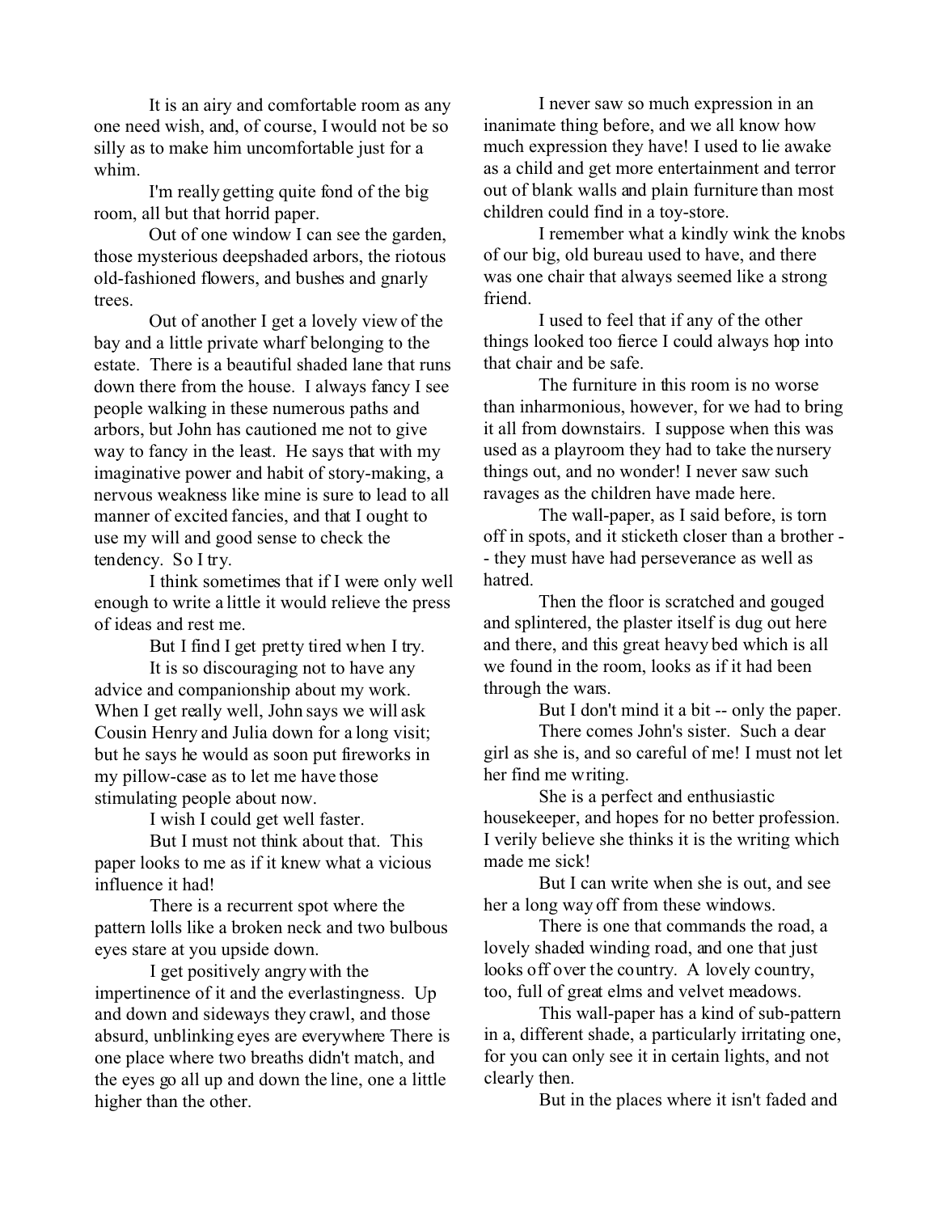It is an airy and comfortable room as any one need wish, and, of course, I would not be so silly as to make him uncomfortable just for a whim.

I'm really getting quite fond of the big room, all but that horrid paper.

Out of one window I can see the garden, those mysterious deepshaded arbors, the riotous old-fashioned flowers, and bushes and gnarly trees.

Out of another I get a lovely view of the bay and a little private wharf belonging to the estate. There is a beautiful shaded lane that runs down there from the house. I always fancy I see people walking in these numerous paths and arbors, but John has cautioned me not to give way to fancy in the least. He says that with my imaginative power and habit of story-making, a nervous weakness like mine is sure to lead to all manner of excited fancies, and that I ought to use my will and good sense to check the tendency. So I try.

I think sometimes that if I were only well enough to write a little it would relieve the press of ideas and rest me.

But I find I get pretty tired when I try.

It is so discouraging not to have any advice and companionship about my work. When I get really well, John says we will ask Cousin Henry and Julia down for a long visit; but he says he would as soon put fireworks in my pillow-case as to let me have those stimulating people about now.

I wish I could get well faster.

But I must not think about that. This paper looks to me as if it knew what a vicious influence it had!

There is a recurrent spot where the pattern lolls like a broken neck and two bulbous eyes stare at you upside down.

I get positively angry with the impertinence of it and the everlastingness. Up and down and sideways they crawl, and those absurd, unblinking eyes are everywhere There is one place where two breaths didn't match, and the eyes go all up and down the line, one a little higher than the other.

I never saw so much expression in an inanimate thing before, and we all know how much expression they have! I used to lie awake as a child and get more entertainment and terror out of blank walls and plain furniture than most children could find in a toy-store.

I remember what a kindly wink the knobs of our big, old bureau used to have, and there was one chair that always seemed like a strong friend.

I used to feel that if any of the other things looked too fierce I could always hop into that chair and be safe.

The furniture in this room is no worse than inharmonious, however, for we had to bring it all from downstairs. I suppose when this was used as a playroom they had to take the nursery things out, and no wonder! I never saw such ravages as the children have made here.

The wall-paper, as I said before, is torn off in spots, and it sticketh closer than a brother -- they must have had perseverance as well as hatred.

Then the floor is scratched and gouged and splintered, the plaster itself is dug out here and there, and this great heavy bed which is all we found in the room, looks as if it had been through the wars.

But I don't mind it a bit -- only the paper.

There comes John's sister. Such a dear girl as she is, and so careful of me! I must not let her find me writing.

She is a perfect and enthusiastic housekeeper, and hopes for no better profession. I verily believe she thinks it is the writing which made me sick!

But I can write when she is out, and see her a long way off from these windows.

There is one that commands the road, a lovely shaded winding road, and one that just looks off over the country. A lovely country, too, full of great elms and velvet meadows.

This wall-paper has a kind of sub-pattern in a, different shade, a particularly irritating one, for you can only see it in certain lights, and not clearly then.

But in the places where it isn't faded and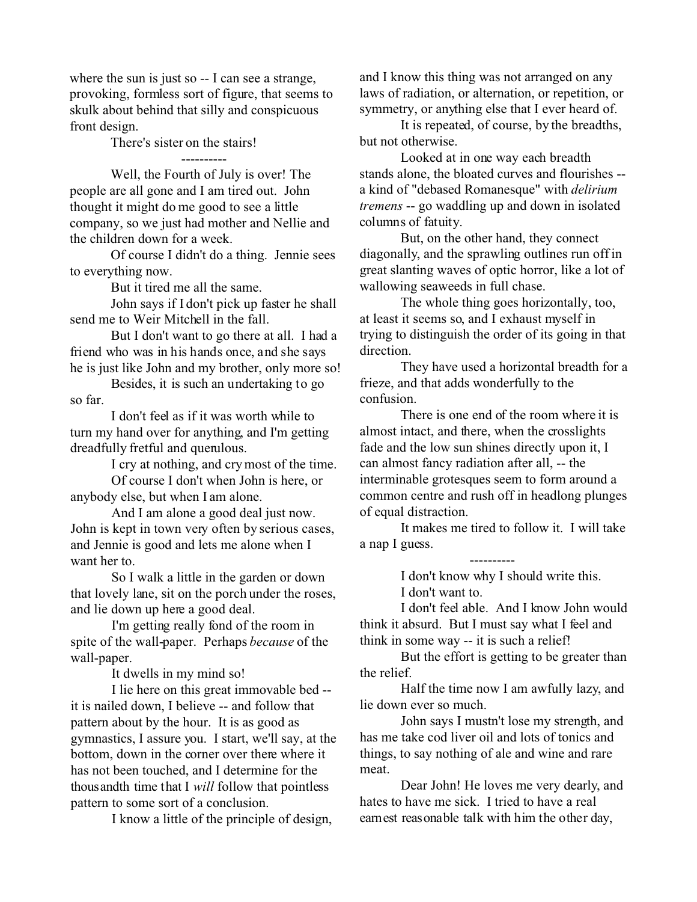where the sun is just so -- I can see a strange, provoking, formless sort of figure, that seems to skulk about behind that silly and conspicuous front design.

There's sister on the stairs!

----------

Well, the Fourth of July is over! The people are all gone and I am tired out. John thought it might do me good to see a little company, so we just had mother and Nellie and the children down for a week.

Of course I didn't do a thing. Jennie sees to everything now.

But it tired me all the same.

John says if I don't pick up faster he shall send me to Weir Mitchell in the fall.

But I don't want to go there at all. I had a friend who was in his hands once, and she says he is just like John and my brother, only more so!

Besides, it is such an undertaking to go so far.

I don't feel as if it was worth while to turn my hand over for anything, and I'm getting dreadfully fretful and querulous.

I cry at nothing, and cry most of the time.

Of course I don't when John is here, or anybody else, but when I am alone.

And I am alone a good deal just now. John is kept in town very often by serious cases, and Jennie is good and lets me alone when I want her to.

So I walk a little in the garden or down that lovely lane, sit on the porch under the roses, and lie down up here a good deal.

I'm getting really fond of the room in spite of the wall-paper. Perhaps *because* of the wall-paper.

It dwells in my mind so!

I lie here on this great immovable bed -- it is nailed down, I believe -- and follow that pattern about by the hour. It is as good as gymnastics, I assure you. I start, we'll say, at the bottom, down in the corner over there where it has not been touched, and I determine for the thousandth time that I *will* follow that pointless pattern to some sort of a conclusion.

I know a little of the principle of design, and I know this thing was not arranged on any laws of radiation, or alternation, or repetition, or symmetry, or anything else that I ever heard of.

It is repeated, of course, by the breadths, but not otherwise.

Looked at in one way each breadth stands alone, the bloated curves and flourishes -- a kind of "debased Romanesque" with *delirium tremens* -- go waddling up and down in isolated columns of fatuity.

But, on the other hand, they connect diagonally, and the sprawling outlines run off in great slanting waves of optic horror, like a lot of wallowing seaweeds in full chase.

The whole thing goes horizontally, too, at least it seems so, and I exhaust myself in trying to distinguish the order of its going in that direction.

They have used a horizontal breadth for a frieze, and that adds wonderfully to the confusion.

There is one end of the room where it is almost intact, and there, when the crosslights fade and the low sun shines directly upon it, I can almost fancy radiation after all, -- the interminable grotesques seem to form around a common centre and rush off in headlong plunges of equal distraction.

It makes me tired to follow it. I will take a nap I guess.

----------

I don't know why I should write this.

I don't want to.

I don't feel able. And I know John would think it absurd. But I must say what I feel and think in some way -- it is such a relief!

But the effort is getting to be greater than the relief.

Half the time now I am awfully lazy, and lie down ever so much.

John says I mustn't lose my strength, and has me take cod liver oil and lots of tonics and things, to say nothing of ale and wine and rare meat.

Dear John! He loves me very dearly, and hates to have me sick. I tried to have a real earnest reasonable talk with him the other day,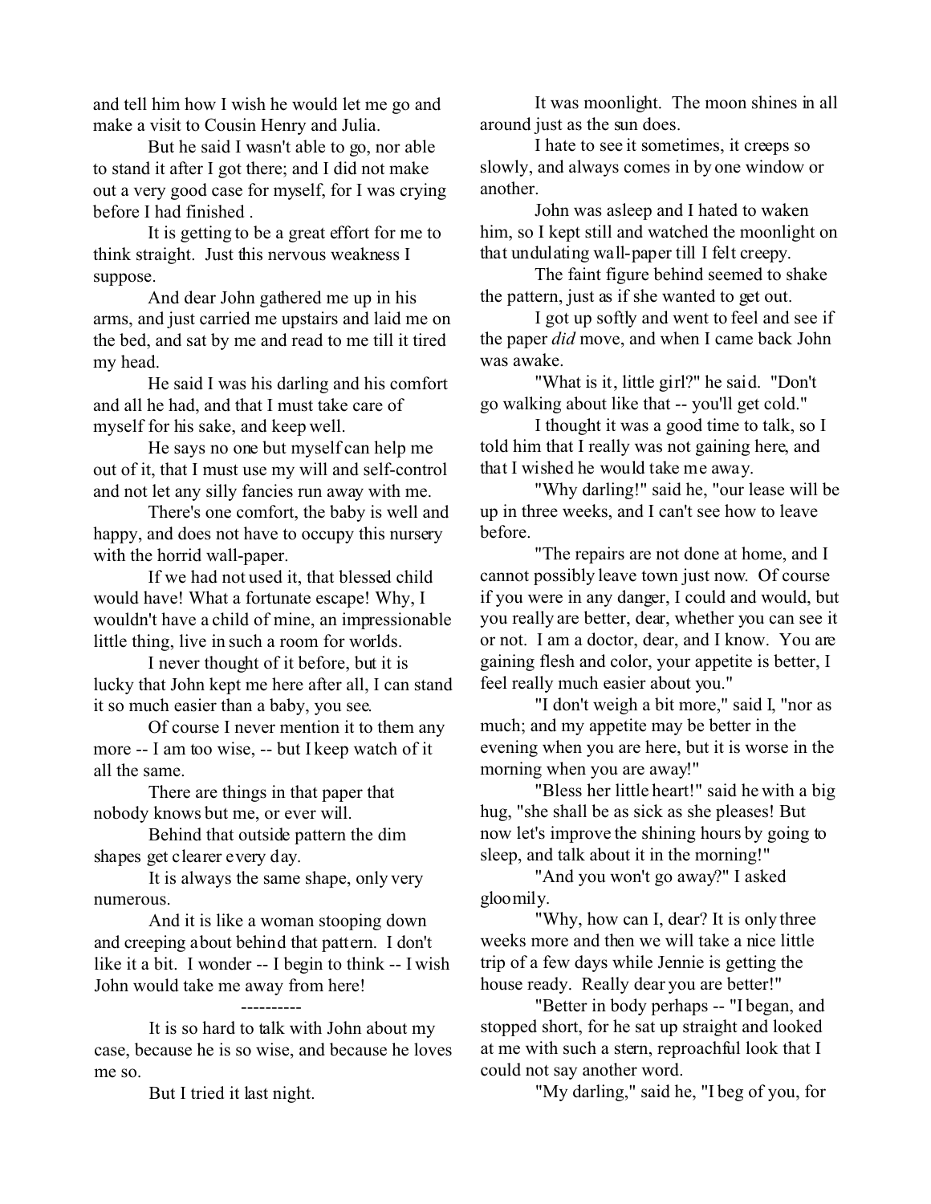and tell him how I wish he would let me go and make a visit to Cousin Henry and Julia.

But he said I wasn't able to go, nor able to stand it after I got there; and I did not make out a very good case for myself, for I was crying before I had finished .

It is getting to be a great effort for me to think straight. Just this nervous weakness I suppose.

And dear John gathered me up in his arms, and just carried me upstairs and laid me on the bed, and sat by me and read to me till it tired my head.

He said I was his darling and his comfort and all he had, and that I must take care of myself for his sake, and keep well.

He says no one but myself can help me out of it, that I must use my will and self-control and not let any silly fancies run away with me.

There's one comfort, the baby is well and happy, and does not have to occupy this nursery with the horrid wall-paper.

If we had not used it, that blessed child would have! What a fortunate escape! Why, I wouldn't have a child of mine, an impressionable little thing, live in such a room for worlds.

I never thought of it before, but it is lucky that John kept me here after all, I can stand it so much easier than a baby, you see.

Of course I never mention it to them any more -- I am too wise, -- but I keep watch of it all the same.

There are things in that paper that nobody knows but me, or ever will.

Behind that outside pattern the dim shapes get clearer every day.

It is always the same shape, only very numerous.

And it is like a woman stooping down and creeping about behind that pattern. I don't like it a bit. I wonder -- I begin to think -- I wish John would take me away from here!

----------

It is so hard to talk with John about my case, because he is so wise, and because he loves me so.

But I tried it last night.

It was moonlight. The moon shines in all around just as the sun does.

I hate to see it sometimes, it creeps so slowly, and always comes in by one window or another.

John was asleep and I hated to waken him, so I kept still and watched the moonlight on that undulating wall-paper till I felt creepy.

The faint figure behind seemed to shake the pattern, just as if she wanted to get out.

I got up softly and went to feel and see if the paper *did* move, and when I came back John was awake.

"What is it, little girl?" he said. "Don't go walking about like that -- you'll get cold."

I thought it was a good time to talk, so I told him that I really was not gaining here, and that I wished he would take me away.

"Why darling!" said he, "our lease will be up in three weeks, and I can't see how to leave before.

"The repairs are not done at home, and I cannot possibly leave town just now. Of course if you were in any danger, I could and would, but you really are better, dear, whether you can see it or not. I am a doctor, dear, and I know. You are gaining flesh and color, your appetite is better, I feel really much easier about you."

"I don't weigh a bit more," said I, "nor as much; and my appetite may be better in the evening when you are here, but it is worse in the morning when you are away!"

"Bless her little heart!" said he with a big hug, "she shall be as sick as she pleases! But now let's improve the shining hours by going to sleep, and talk about it in the morning!"

"And you won't go away?" I asked gloomily.

"Why, how can I, dear? It is only three weeks more and then we will take a nice little trip of a few days while Jennie is getting the house ready. Really dear you are better!"

"Better in body perhaps -- "I began, and stopped short, for he sat up straight and looked at me with such a stern, reproachful look that I could not say another word.

"My darling," said he, "I beg of you, for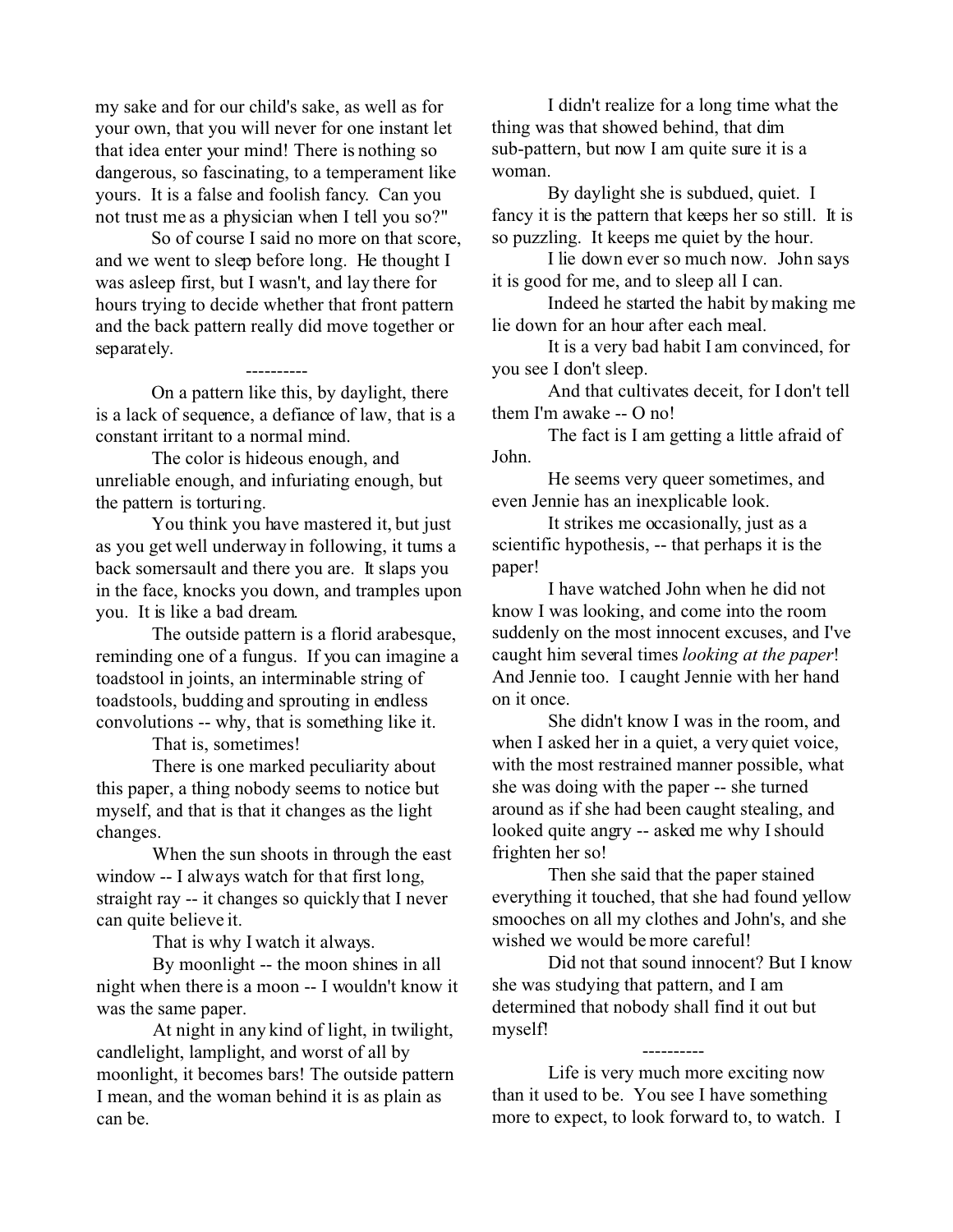my sake and for our child's sake, as well as for your own, that you will never for one instant let that idea enter your mind! There is nothing so dangerous, so fascinating, to a temperament like yours. It is a false and foolish fancy. Can you not trust me as a physician when I tell you so?"

So of course I said no more on that score, and we went to sleep before long. He thought I was asleep first, but I wasn't, and lay there for hours trying to decide whether that front pattern and the back pattern really did move together or separately.

----------

On a pattern like this, by daylight, there is a lack of sequence, a defiance of law, that is a constant irritant to a normal mind.

The color is hideous enough, and unreliable enough, and infuriating enough, but the pattern is torturing.

You think you have mastered it, but just as you get well underway in following, it turns a back somersault and there you are. It slaps you in the face, knocks you down, and tramples upon you. It is like a bad dream.

The outside pattern is a florid arabesque, reminding one of a fungus. If you can imagine a toadstool in joints, an interminable string of toadstools, budding and sprouting in endless convolutions -- why, that is something like it.

That is, sometimes!

There is one marked peculiarity about this paper, a thing nobody seems to notice but myself, and that is that it changes as the light changes.

When the sun shoots in through the east window -- I always watch for that first long, straight ray -- it changes so quickly that I never can quite believe it.

That is why I watch it always.

By moonlight -- the moon shines in all night when there is a moon -- I wouldn't know it was the same paper.

At night in any kind of light, in twilight, candlelight, lamplight, and worst of all by moonlight, it becomes bars! The outside pattern I mean, and the woman behind it is as plain as can be.

I didn't realize for a long time what the thing was that showed behind, that dim sub-pattern, but now I am quite sure it is a woman.

By daylight she is subdued, quiet. I fancy it is the pattern that keeps her so still. It is so puzzling. It keeps me quiet by the hour.

I lie down ever so much now. John says it is good for me, and to sleep all I can.

Indeed he started the habit by making me lie down for an hour after each meal.

It is a very bad habit I am convinced, for you see I don't sleep.

And that cultivates deceit, for I don't tell them I'm awake -- O no!

The fact is I am getting a little afraid of John.

He seems very queer sometimes, and even Jennie has an inexplicable look.

It strikes me occasionally, just as a scientific hypothesis, -- that perhaps it is the paper!

I have watched John when he did not know I was looking, and come into the room suddenly on the most innocent excuses, and I've caught him several times *looking at the paper*! And Jennie too. I caught Jennie with her hand on it once.

She didn't know I was in the room, and when I asked her in a quiet, a very quiet voice, with the most restrained manner possible, what she was doing with the paper -- she turned around as if she had been caught stealing, and looked quite angry -- asked me why I should frighten her so!

Then she said that the paper stained everything it touched, that she had found yellow smooches on all my clothes and John's, and she wished we would be more careful!

Did not that sound innocent? But I know she was studying that pattern, and I am determined that nobody shall find it out but myself!

----------

Life is very much more exciting now than it used to be. You see I have something more to expect, to look forward to, to watch. I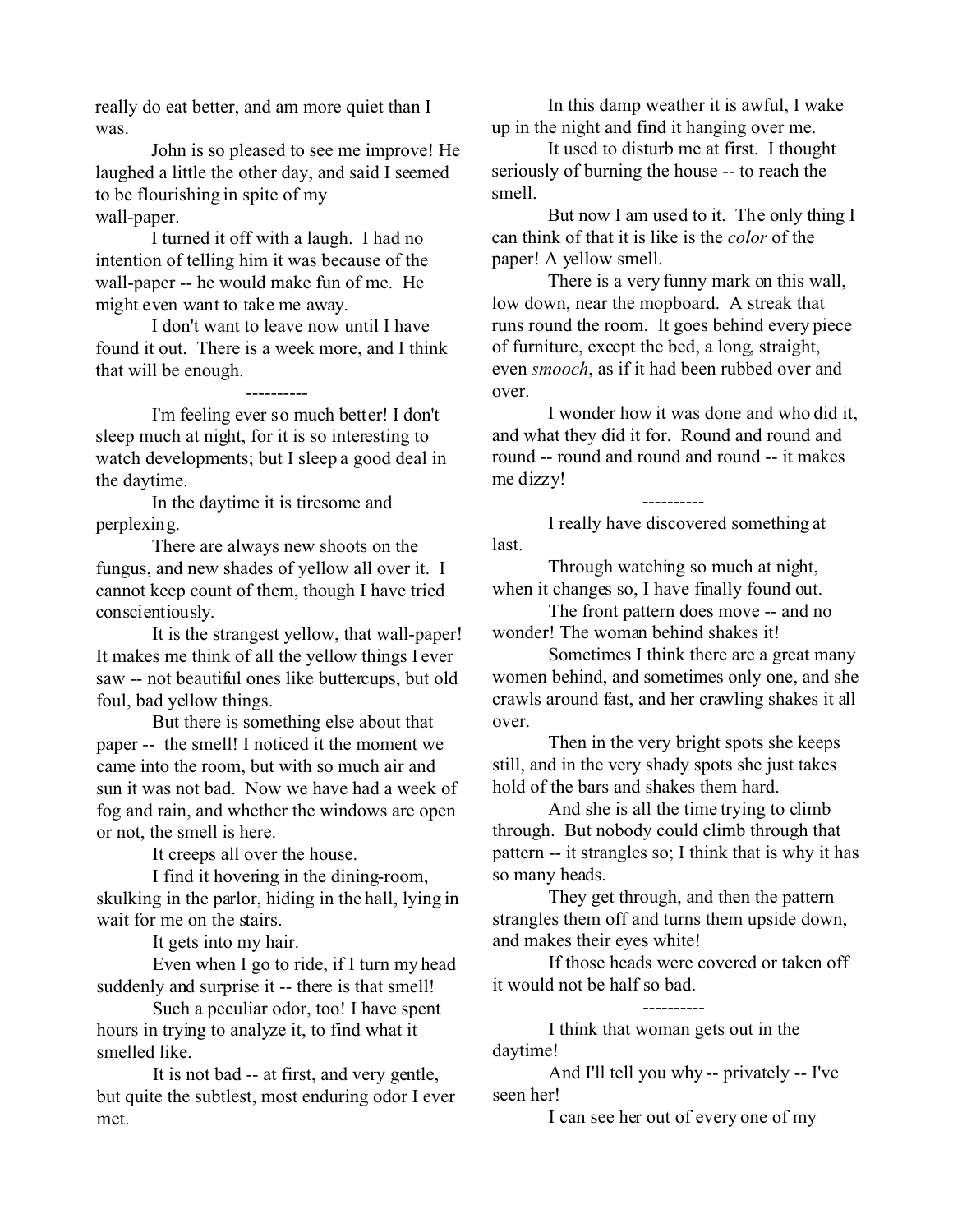really do eat better, and am more quiet than I was.

John is so pleased to see me improve! He laughed a little the other day, and said I seemed to be flourishing in spite of my wall-paper.

I turned it off with a laugh. I had no intention of telling him it was because of the wall-paper -- he would make fun of me. He might even want to take me away.

I don't want to leave now until I have found it out. There is a week more, and I think that will be enough.

----------

I'm feeling ever so much better! I don't sleep much at night, for it is so interesting to watch developments; but I sleep a good deal in the daytime.

In the daytime it is tiresome and perplexing.

There are always new shoots on the fungus, and new shades of yellow all over it. I cannot keep count of them, though I have tried conscientiously.

It is the strangest yellow, that wall-paper! It makes me think of all the yellow things I ever saw -- not beautiful ones like buttercups, but old foul, bad yellow things.

But there is something else about that paper -- the smell! I noticed it the moment we came into the room, but with so much air and sun it was not bad. Now we have had a week of fog and rain, and whether the windows are open or not, the smell is here.

It creeps all over the house.

I find it hovering in the dining-room, skulking in the parlor, hiding in the hall, lying in wait for me on the stairs.

It gets into my hair.

Even when I go to ride, if I turn my head suddenly and surprise it -- there is that smell!

Such a peculiar odor, too! I have spent hours in trying to analyze it, to find what it smelled like.

It is not bad -- at first, and very gentle, but quite the subtlest, most enduring odor I ever met.

In this damp weather it is awful, I wake up in the night and find it hanging over me.

It used to disturb me at first. I thought seriously of burning the house -- to reach the smell.

But now I am used to it. The only thing I can think of that it is like is the *color* of the paper! A yellow smell.

There is a very funny mark on this wall, low down, near the mopboard. A streak that runs round the room. It goes behind every piece of furniture, except the bed, a long, straight, even *smooch*, as if it had been rubbed over and over.

I wonder how it was done and who did it, and what they did it for. Round and round and round -- round and round and round -- it makes me dizzy!

----------

I really have discovered something at last.

Through watching so much at night, when it changes so, I have finally found out.

The front pattern does move -- and no wonder! The woman behind shakes it!

Sometimes I think there are a great many women behind, and sometimes only one, and she crawls around fast, and her crawling shakes it all over.

Then in the very bright spots she keeps still, and in the very shady spots she just takes hold of the bars and shakes them hard.

And she is all the time trying to climb through. But nobody could climb through that pattern -- it strangles so; I think that is why it has so many heads.

They get through, and then the pattern strangles them off and turns them upside down, and makes their eyes white!

If those heads were covered or taken off it would not be half so bad.

----------

I think that woman gets out in the daytime!

And I'll tell you why -- privately -- I've seen her!

I can see her out of every one of my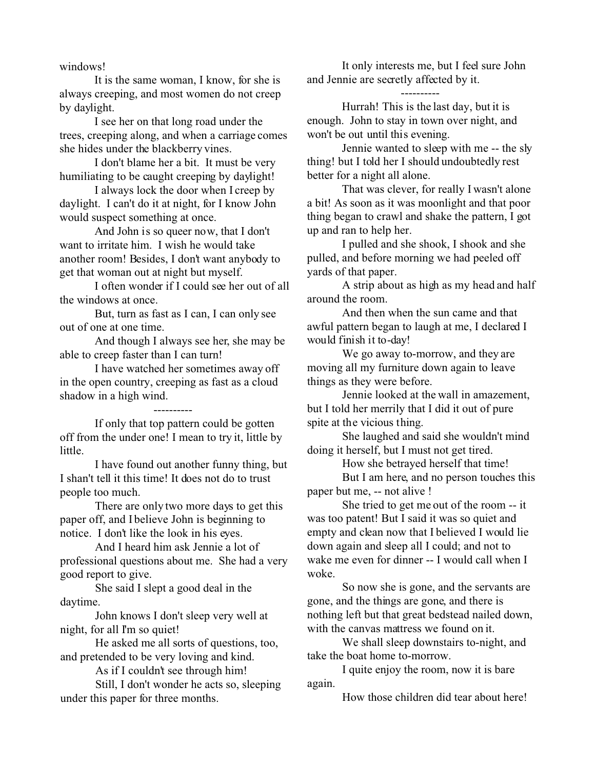windows!

It is the same woman, I know, for she is always creeping, and most women do not creep by daylight.

I see her on that long road under the trees, creeping along, and when a carriage comes she hides under the blackberry vines.

I don't blame her a bit. It must be very humiliating to be caught creeping by daylight!

I always lock the door when I creep by daylight. I can't do it at night, for I know John would suspect something at once.

And John is so queer now, that I don't want to irritate him. I wish he would take another room! Besides, I don't want anybody to get that woman out at night but myself.

I often wonder if I could see her out of all the windows at once.

But, turn as fast as I can, I can only see out of one at one time.

And though I always see her, she may be able to creep faster than I can turn!

I have watched her sometimes away off in the open country, creeping as fast as a cloud shadow in a high wind.

----------

If only that top pattern could be gotten off from the under one! I mean to try it, little by little.

I have found out another funny thing, but I shan't tell it this time! It does not do to trust people too much.

There are only two more days to get this paper off, and I believe John is beginning to notice. I don't like the look in his eyes.

And I heard him ask Jennie a lot of professional questions about me. She had a very good report to give.

She said I slept a good deal in the daytime.

John knows I don't sleep very well at night, for all I'm so quiet!

He asked me all sorts of questions, too, and pretended to be very loving and kind.

As if I couldn't see through him!

Still, I don't wonder he acts so, sleeping under this paper for three months.

It only interests me, but I feel sure John and Jennie are secretly affected by it.

----------

Hurrah! This is the last day, but it is enough. John to stay in town over night, and won't be out until this evening.

Jennie wanted to sleep with me -- the sly thing! but I told her I should undoubtedly rest better for a night all alone.

That was clever, for really I wasn't alone a bit! As soon as it was moonlight and that poor thing began to crawl and shake the pattern, I got up and ran to help her.

I pulled and she shook, I shook and she pulled, and before morning we had peeled off yards of that paper.

A strip about as high as my head and half around the room.

And then when the sun came and that awful pattern began to laugh at me, I declared I would finish it to-day!

We go away to-morrow, and they are moving all my furniture down again to leave things as they were before.

Jennie looked at the wall in amazement, but I told her merrily that I did it out of pure spite at the vicious thing.

She laughed and said she wouldn't mind doing it herself, but I must not get tired.

How she betrayed herself that time!

But I am here, and no person touches this paper but me, -- not alive !

She tried to get me out of the room -- it was too patent! But I said it was so quiet and empty and clean now that I believed I would lie down again and sleep all I could; and not to wake me even for dinner -- I would call when I woke.

So now she is gone, and the servants are gone, and the things are gone, and there is nothing left but that great bedstead nailed down, with the canvas mattress we found on it.

We shall sleep downstairs to-night, and take the boat home to-morrow.

I quite enjoy the room, now it is bare again.

How those children did tear about here!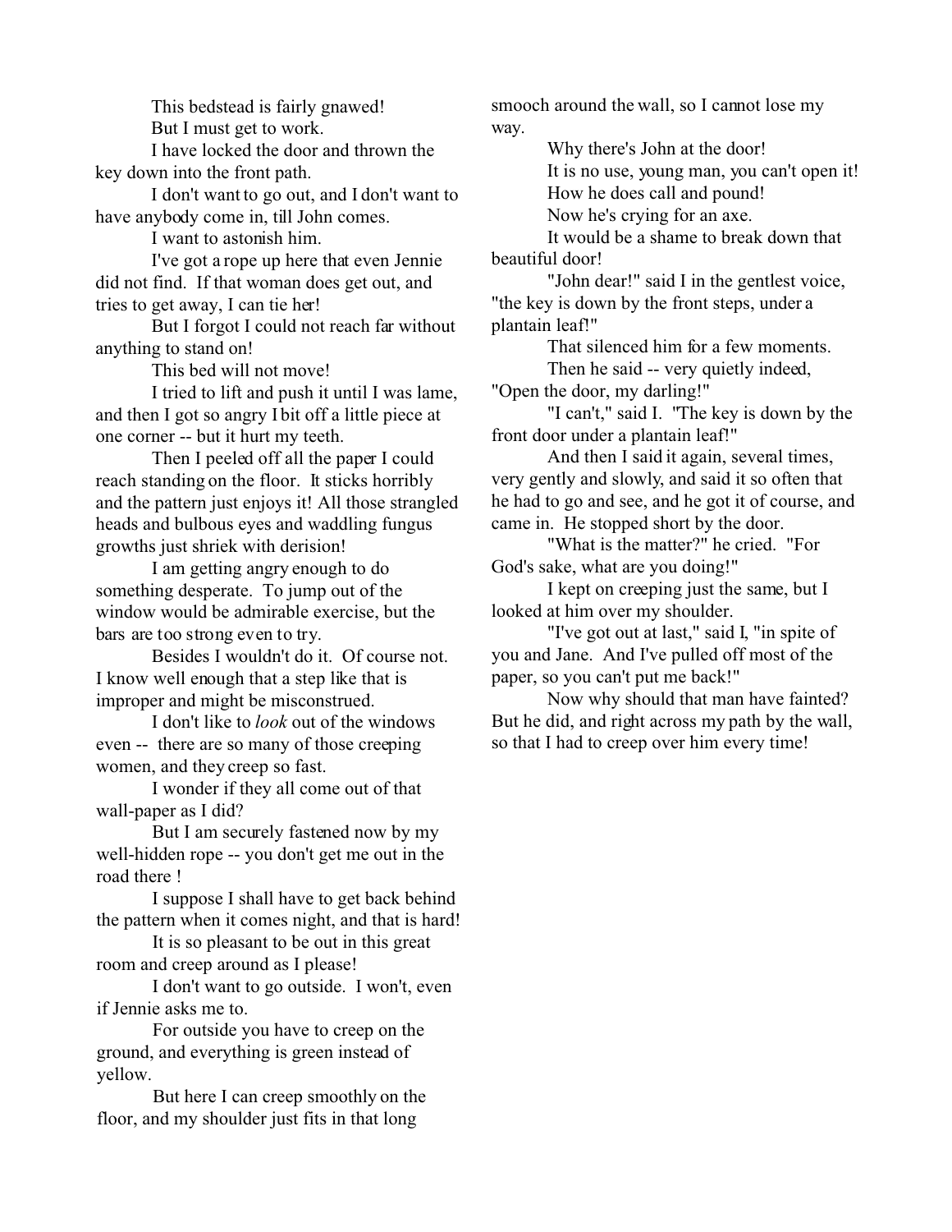This bedstead is fairly gnawed!

But I must get to work.

I have locked the door and thrown the key down into the front path.

I don't want to go out, and I don't want to have anybody come in, till John comes.

I want to astonish him.

I've got a rope up here that even Jennie did not find. If that woman does get out, and tries to get away, I can tie her!

But I forgot I could not reach far without anything to stand on!

This bed will not move!

I tried to lift and push it until I was lame, and then I got so angry I bit off a little piece at one corner -- but it hurt my teeth.

Then I peeled off all the paper I could reach standing on the floor. It sticks horribly and the pattern just enjoys it! All those strangled heads and bulbous eyes and waddling fungus growths just shriek with derision!

I am getting angry enough to do something desperate. To jump out of the window would be admirable exercise, but the bars are too strong even to try.

Besides I wouldn't do it. Of course not. I know well enough that a step like that is improper and might be misconstrued.

I don't like to *look* out of the windows even -- there are so many of those creeping women, and they creep so fast.

I wonder if they all come out of that wall-paper as I did?

But I am securely fastened now by my well-hidden rope -- you don't get me out in the road there !

I suppose I shall have to get back behind the pattern when it comes night, and that is hard!

It is so pleasant to be out in this great room and creep around as I please!

I don't want to go outside. I won't, even if Jennie asks me to.

For outside you have to creep on the ground, and everything is green instead of yellow.

But here I can creep smoothly on the floor, and my shoulder just fits in that long smooch around the wall, so I cannot lose my way.

Why there's John at the door!

It is no use, young man, you can't open it!

How he does call and pound!

Now he's crying for an axe.

It would be a shame to break down that beautiful door!

"John dear!" said I in the gentlest voice, "the key is down by the front steps, under a plantain leaf!"

That silenced him for a few moments.

Then he said -- very quietly indeed, "Open the door, my darling!"

"I can't," said I. "The key is down by the front door under a plantain leaf!"

And then I said it again, several times, very gently and slowly, and said it so often that he had to go and see, and he got it of course, and came in. He stopped short by the door.

"What is the matter?" he cried. "For God's sake, what are you doing!"

I kept on creeping just the same, but I looked at him over my shoulder.

"I've got out at last," said I, "in spite of you and Jane. And I've pulled off most of the paper, so you can't put me back!"

Now why should that man have fainted? But he did, and right across my path by the wall, so that I had to creep over him every time!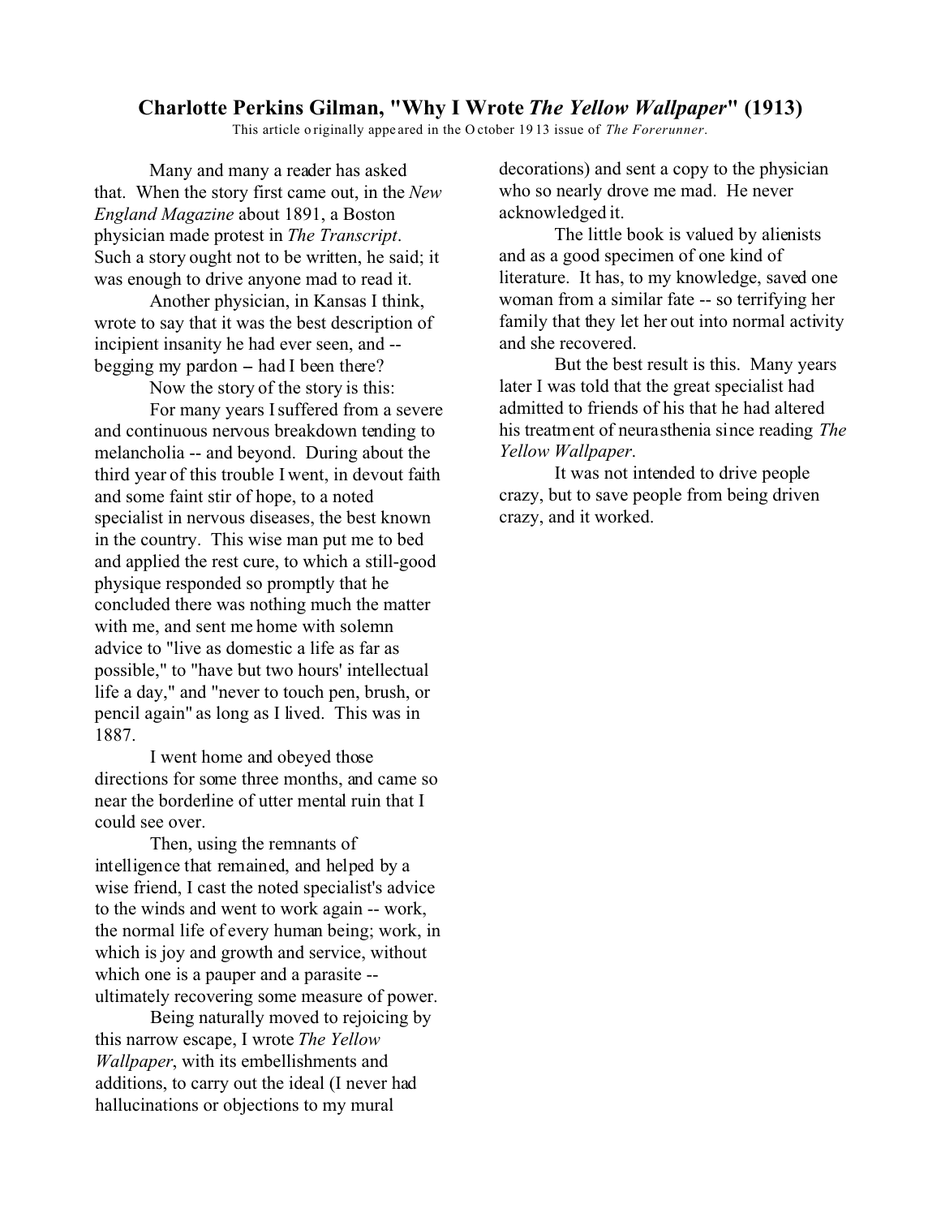# Charlotte Perkins Gilman, "Why I Wrote *The Yellow Wallpaper*" (1913)

This article originally appeared in the October 1913 issue of *The Forerunner*.

Many and many a reader has asked that. When the story first came out, in the *New England Magazine* about 1891, a Boston physician made protest in *The Transcript*. Such a story ought not to be written, he said; it was enough to drive anyone mad to read it.

Another physician, in Kansas I think, wrote to say that it was the best description of incipient insanity he had ever seen, and -- begging my pardon – had I been there?

Now the story of the story is this:

For many years I suffered from a severe and continuous nervous breakdown tending to melancholia -- and beyond. During about the third year of this trouble I went, in devout faith and some faint stir of hope, to a noted specialist in nervous diseases, the best known in the country. This wise man put me to bed and applied the rest cure, to which a still-good physique responded so promptly that he concluded there was nothing much the matter with me, and sent me home with solemn advice to "live as domestic a life as far as possible," to "have but two hours' intellectual life a day," and "never to touch pen, brush, or pencil again" as long as I lived. This was in 1887.

I went home and obeyed those directions for some three months, and came so near the borderline of utter mental ruin that I could see over.

Then, using the remnants of intelligence that remained, and helped by a wise friend, I cast the noted specialist's advice to the winds and went to work again -- work, the normal life of every human being; work, in which is joy and growth and service, without which one is a pauper and a parasite -- ultimately recovering some measure of power.

Being naturally moved to rejoicing by this narrow escape, I wrote *The Yellow Wallpaper*, with its embellishments and additions, to carry out the ideal (I never had hallucinations or objections to my mural decorations) and sent a copy to the physician who so nearly drove me mad. He never acknowledged it.

The little book is valued by alienists and as a good specimen of one kind of literature. It has, to my knowledge, saved one woman from a similar fate -- so terrifying her family that they let her out into normal activity and she recovered.

But the best result is this. Many years later I was told that the great specialist had admitted to friends of his that he had altered his treatment of neurasthenia since reading *The Yellow Wallpaper*.

It was not intended to drive people crazy, but to save people from being driven crazy, and it worked.